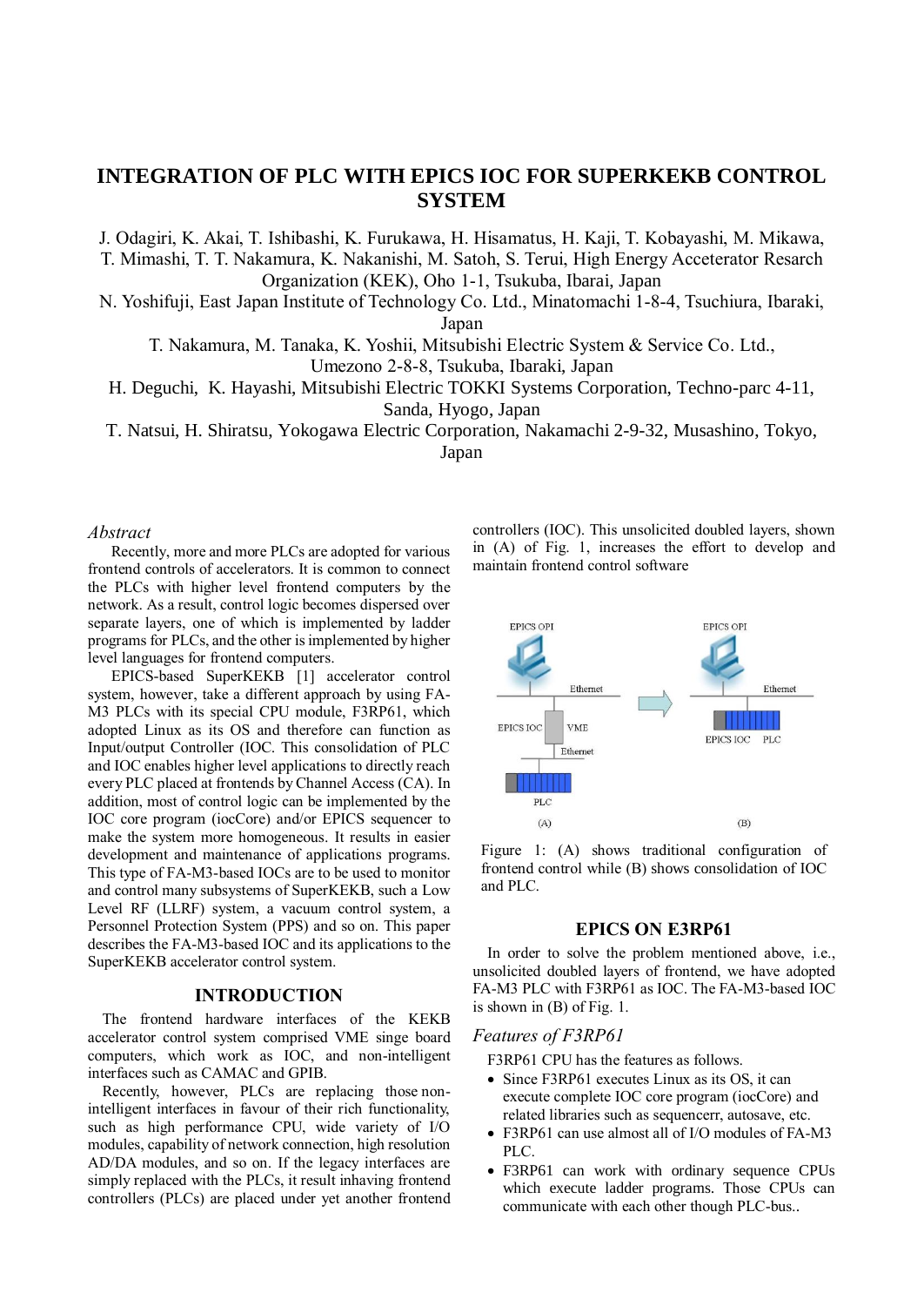# INTEGRATION OF PLC WITH EPICS IOC FOR SUPERKEKB CONTROL SYSTEM

J. Odagiri, K. Akai, T. Ishibashi, K. Furukawa, H. Hisamatus, H. Kaji, T. Kobayashi, M. Mikawa, T. Mimashi, T. T. Nakamura, K. Nakanishi, M. Satoh, S. Terui, High Energy Acceterator Resarch Organization (KEK), Oho 1-1, Tsukuba, Ibarai, Japan

N. Yoshifuji, East Japan Institute of Technology Co. Ltd., Minatomachi 1-8-4, Tsuchiura, Ibaraki, Japan

T. Nakamura, M. Tanaka, K. Yoshii, Mitsubishi Electric System & Service Co. Ltd., Umezono 2-8-8, Tsukuba, Ibaraki, Japan

H. Deguchi, K. Hayashi, Mitsubishi Electric TOKKI Systems Corporation, Techno-parc 4-11, Sanda, Hyogo, Japan

T. Natsui, H. Shiratsu, Yokogawa Electric Corporation, Nakamachi 2-9-32, Musashino, Tokyo, Japan

### *Abstract*

Recently, more and more PLCs are adopted for various frontend controls of accelerators. It is common to connect the PLCs with higher level frontend computers by the network. As a result, control logic becomes dispersed over separate layers, one of which is implemented by ladder programs for PLCs, and the other is implemented by higher level languages for frontend computers.

EPICS-based SuperKEKB [1] accelerator control system, however, take a different approach by using FA-M3 PLCs with its special CPU module, F3RP61, which adopted Linux as its OS and therefore can function as Input/output Controller (IOC. This consolidation of PLC and IOC enables higher level applications to directly reach every PLC placed at frontends by Channel Access (CA). In addition, most of control logic can be implemented by the IOC core program (iocCore) and/or EPICS sequencer to make the system more homogeneous. It results in easier development and maintenance of applications programs. This type of FA-M3-based IOCs are to be used to monitor and control many subsystems of SuperKEKB, such a Low Level RF (LLRF) system, a vacuum control system, a Personnel Protection System (PPS) and so on. This paper describes the FA-M3-based IOC and its applications to the SuperKEKB accelerator control system.

## INTRODUCTION

The frontend hardware interfaces of the KEKB accelerator control system comprised VME singe board computers, which work as IOC, and non-intelligent interfaces such as CAMAC and GPIB.

Recently, however, PLCs are replacing those non-intelligent interfaces in favour of their rich functionality, such as high performance CPU, wide variety of I/O modules, capability of network connection, high resolution AD/DA modules, and so on. If the legacy interfaces are simply replaced with the PLCs, it result inhaving frontend controllers (PLCs) are placed under yet another frontend controllers (IOC). This unsolicited doubled layers, shown in (A) of Fig. 1, increases the effort to develop and maintain frontend control software

Figure 1: (A) shows traditional configuration of frontend control while (B) shows consolidation of IOC and PLC.

## EPICS ON E3RP61

In order to solve the problem mentioned above, i.e., unsolicited doubled layers of frontend, we have adopted FA-M3 PLC with F3RP61 as IOC. The FA-M3-based IOC is shown in (B) of Fig. 1.

### *Features of F3RP61*

F3RP61 CPU has the features as follows.

- Since F3RP61 executes Linux as its OS, it can execute complete IOC core program (iocCore) and related libraries such as sequencerr, autosave, etc.
- F3RP61 can use almost all of I/O modules of FA-M3 PLC.
- F3RP61 can work with ordinary sequence CPUs which execute ladder programs. Those CPUs can communicate with each other though PLC-bus..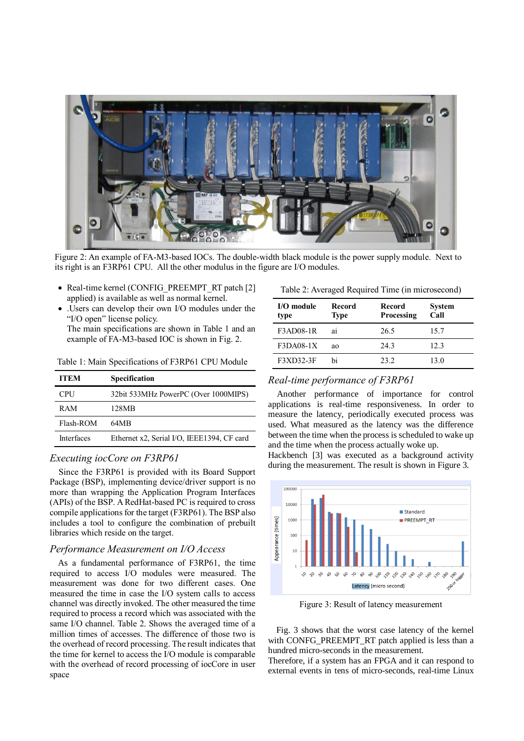Figure 2: An example of FA-M3-based IOCs. The double-width black module is the power supply module. Next to its right is an F3RP61 CPU. All the other modulus in the figure are I/O modules.

- Real-time kernel (CONFIG_PREEMPT_RT patch [2] applied) is available as well as normal kernel.
- .Users can develop their own I/O modules under the "I/O open" license policy.
  The main specifications are shown in Table 1 and an example of FA-M3-based IOC is shown in Fig. 2.

Table 1: Main Specifications of F3RP61 CPU Module

| ITEM | Specification |
|---|---|
| CPU | 32bit 533MHz PowerPC (Over 1000MIPS) |
| RAM | 128MB |
| Flash-ROM | 64MB |
| Interfaces | Ethernet x2, Serial I/O, IEEE1394, CF card |

## *Executing iocCore on F3RP61*

Since the F3RP61 is provided with its Board Support Package (BSP), implementing device/driver support is no more than wrapping the Application Program Interfaces (APIs) of the BSP. A RedHat-based PC is required to cross compile applications for the target (F3RP61). The BSP also includes a tool to configure the combination of prebuilt libraries which reside on the target.

## *Performance Measurement on I/O Access*

As a fundamental performance of F3RP61, the time required to access I/O modules were measured. The measurement was done for two different cases. One measured the time in case the I/O system calls to access channel was directly invoked. The other measured the time required to process a record which was associated with the same I/O channel. Table 2. Shows the averaged time of a million times of accesses. The difference of those two is the overhead of record processing. The result indicates that the time for kernel to access the I/O module is comparable with the overhead of record processing of iocCore in user space

Table 2: Averaged Required Time (in microsecond)

| I/O module type | Record Type | Record Processing | System Call |
|---|---|---|---|
| F3AD08-1R | ai | 26.5 | 15.7 |
| F3DA08-1X | ao | 24.3 | 12.3 |
| F3XD32-3F | bi | 23.2 | 13.0 |

## *Real-time performance of F3RP61*

Another performance of importance for control applications is real-time responsiveness. In order to measure the latency, periodically executed process was used. What measured as the latency was the difference between the time when the process is scheduled to wake up and the time when the process actually woke up.
Hackbench [3] was executed as a background activity during the measurement. The result is shown in Figure 3.

Figure 3: Result of latency measurement

Fig. 3 shows that the worst case latency of the kernel with CONFIG_PREEMPT_RT patch applied is less than a hundred micro-seconds in the measurement.
Therefore, if a system has an FPGA and it can respond to external events in tens of micro-seconds, real-time Linux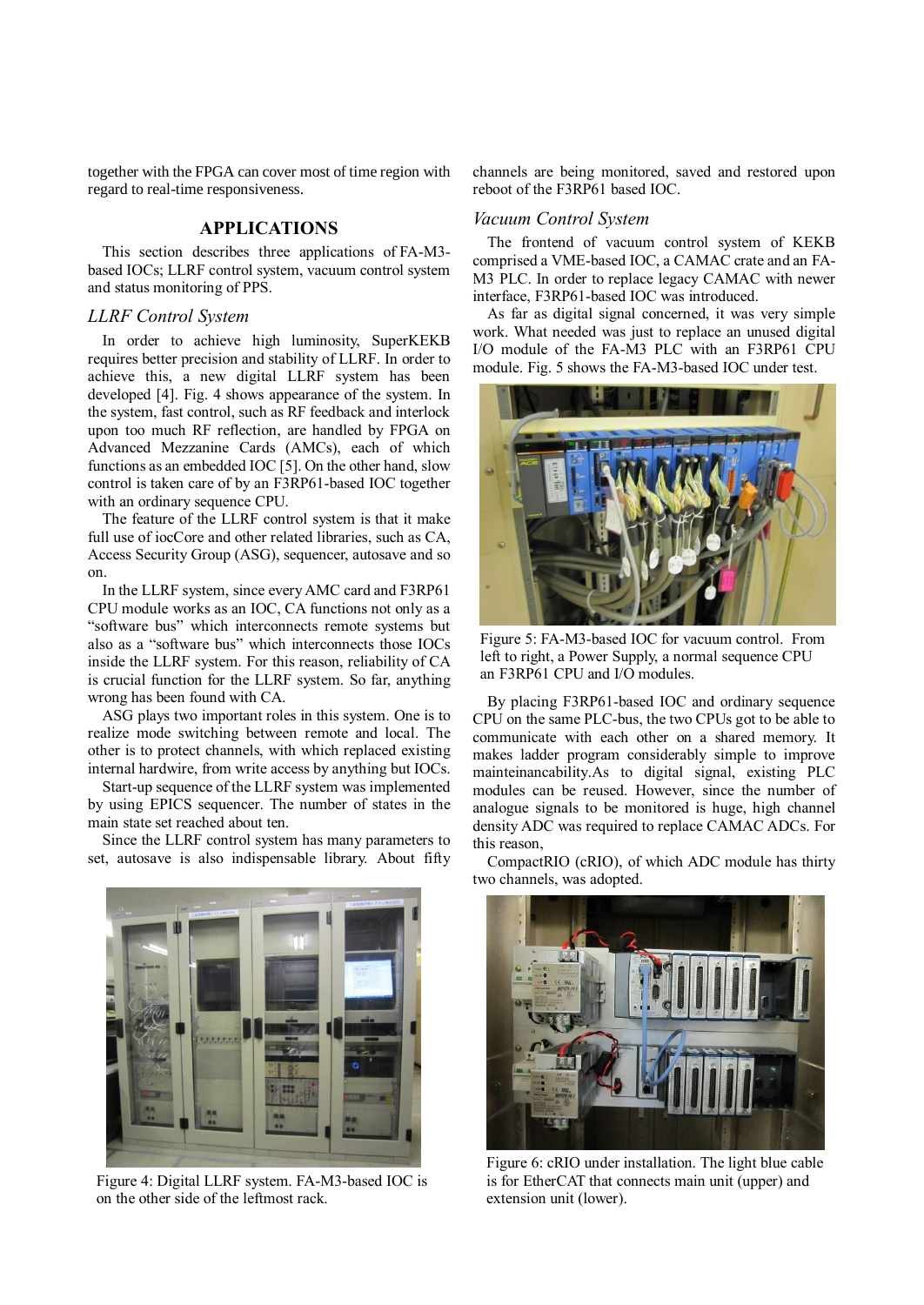together with the FPGA can cover most of time region with regard to real-time responsiveness.

## APPLICATIONS

This section describes three applications of FA-M3-based IOCs; LLRF control system, vacuum control system and status monitoring of PPS.

### *LLRF Control System*

In order to achieve high luminosity, SuperKEKB requires better precision and stability of LLRF. In order to achieve this, a new digital LLRF system has been developed [4]. Fig. 4 shows appearance of the system. In the system, fast control, such as RF feedback and interlock upon too much RF reflection, are handled by FPGA on Advanced Mezzanine Cards (AMCs), each of which functions as an embedded IOC [5]. On the other hand, slow control is taken care of by an F3RP61-based IOC together with an ordinary sequence CPU.

The feature of the LLRF control system is that it make full use of iocCore and other related libraries, such as CA, Access Security Group (ASG), sequencer, autosave and so on.

In the LLRF system, since every AMC card and F3RP61 CPU module works as an IOC, CA functions not only as a "software bus" which interconnects remote systems but also as a "software bus" which interconnects those IOCs inside the LLRF system. For this reason, reliability of CA is crucial function for the LLRF system. So far, anything wrong has been found with CA.

ASG plays two important roles in this system. One is to realize mode switching between remote and local. The other is to protect channels, with which replaced existing internal hardwire, from write access by anything but IOCs.

Start-up sequence of the LLRF system was implemented by using EPICS sequencer. The number of states in the main state set reached about ten.

Since the LLRF control system has many parameters to set, autosave is also indispensable library. About fifty channels are being monitored, saved and restored upon reboot of the F3RP61 based IOC.

Figure 4: Digital LLRF system. FA-M3-based IOC is on the other side of the leftmost rack.

### *Vacuum Control System*

The frontend of vacuum control system of KEKB comprised a VME-based IOC, a CAMAC crate and an FA-M3 PLC. In order to replace legacy CAMAC with newer interface, F3RP61-based IOC was introduced.

As far as digital signal concerned, it was very simple work. What needed was just to replace an unused digital I/O module of the FA-M3 PLC with an F3RP61 CPU module. Fig. 5 shows the FA-M3-based IOC under test.

Figure 5: FA-M3-based IOC for vacuum control. From left to right, a Power Supply, a normal sequence CPU an F3RP61 CPU and I/O modules.

By placing F3RP61-based IOC and ordinary sequence CPU on the same PLC-bus, the two CPUs got to be able to communicate with each other on a shared memory. It makes ladder program considerably simple to improve mainteinancability.As to digital signal, existing PLC modules can be reused. However, since the number of analogue signals to be monitored is huge, high channel density ADC was required to replace CAMAC ADCs. For this reason,

CompactRIO (cRIO), of which ADC module has thirty two channels, was adopted.

Figure 6: cRIO under installation. The light blue cable is for EtherCAT that connects main unit (upper) and extension unit (lower).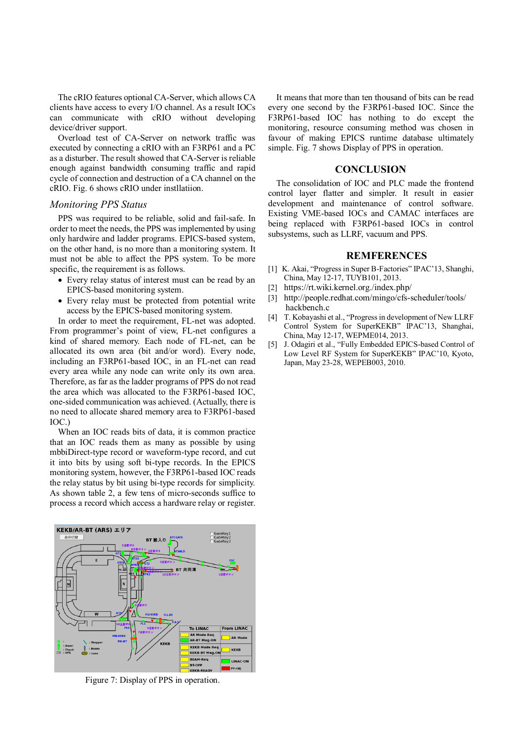The cRIO features optional CA-Server, which allows CA clients have access to every I/O channel. As a result IOCs can communicate with cRIO without developing device/driver support.

Overload test of CA-Server on network traffic was executed by connecting a cRIO with an F3RP61 and a PC as a disturber. The result showed that CA-Server is reliable enough against bandwidth consuming traffic and rapid cycle of connection and destruction of a CA channel on the cRIO. Fig. 6 shows cRIO under instllatiion.

### *Monitoring PPS Status*

PPS was required to be reliable, solid and fail-safe. In order to meet the needs, the PPS was implemented by using only hardwire and ladder programs. EPICS-based system, on the other hand, is no more than a monitoring system. It must not be able to affect the PPS system. To be more specific, the requirement is as follows.

- Every relay status of interest must can be read by an EPICS-based monitoring system.
- Every relay must be protected from potential write access by the EPICS-based monitoring system.

In order to meet the requirement, FL-net was adopted. From programmer's point of view, FL-net configures a kind of shared memory. Each node of FL-net, can be allocated its own area (bit and/or word). Every node, including an F3RP61-based IOC, in an FL-net can read every area while any node can write only its own area. Therefore, as far as the ladder programs of PPS do not read the area which was allocated to the F3RP61-based IOC, one-sided communication was achieved. (Actually, there is no need to allocate shared memory area to F3RP61-based IOC.)

When an IOC reads bits of data, it is common practice that an IOC reads them as many as possible by using mbbiDirect-type record or waveform-type record, and cut it into bits by using soft bi-type records. In the EPICS monitoring system, however, the F3RP61-based IOC reads the relay status by bit using bi-type records for simplicity. As shown table 2, a few tens of micro-seconds suffice to process a record which access a hardware relay or register.

Figure 7: Display of PPS in operation.

It means that more than ten thousand of bits can be read every one second by the F3RP61-based IOC. Since the F3RP61-based IOC has nothing to do except the monitoring, resource consuming method was chosen in favour of making EPICS runtime database ultimately simple. Fig. 7 shows Display of PPS in operation.

## CONCLUSION

The consolidation of IOC and PLC made the frontend control layer flatter and simpler. It result in easier development and maintenance of control software. Existing VME-based IOCs and CAMAC interfaces are being replaced with F3RP61-based IOCs in control subsystems, such as LLRF, vacuum and PPS.

## REMFERENCES

[1] K. Akai, "Progress in Super B-Factories" IPAC'13, Shanghi, China, May 12-17, TUYB101, 2013.

[2] https://rt.wiki.kernel.org./index.php/

[3] http://people.redhat.com/mingo/cfs-scheduler/tools/hackbench.c

[4] T. Kobayashi et al., "Progress in development of New LLRF Control System for SuperKEKB" IPAC'13, Shanghai, China, May 12-17, WEPME014, 2013.

[5] J. Odagiri et al., "Fully Embedded EPICS-based Control of Low Level RF System for SuperKEKB" IPAC'10, Kyoto, Japan, May 23-28, WEPEB003, 2010.